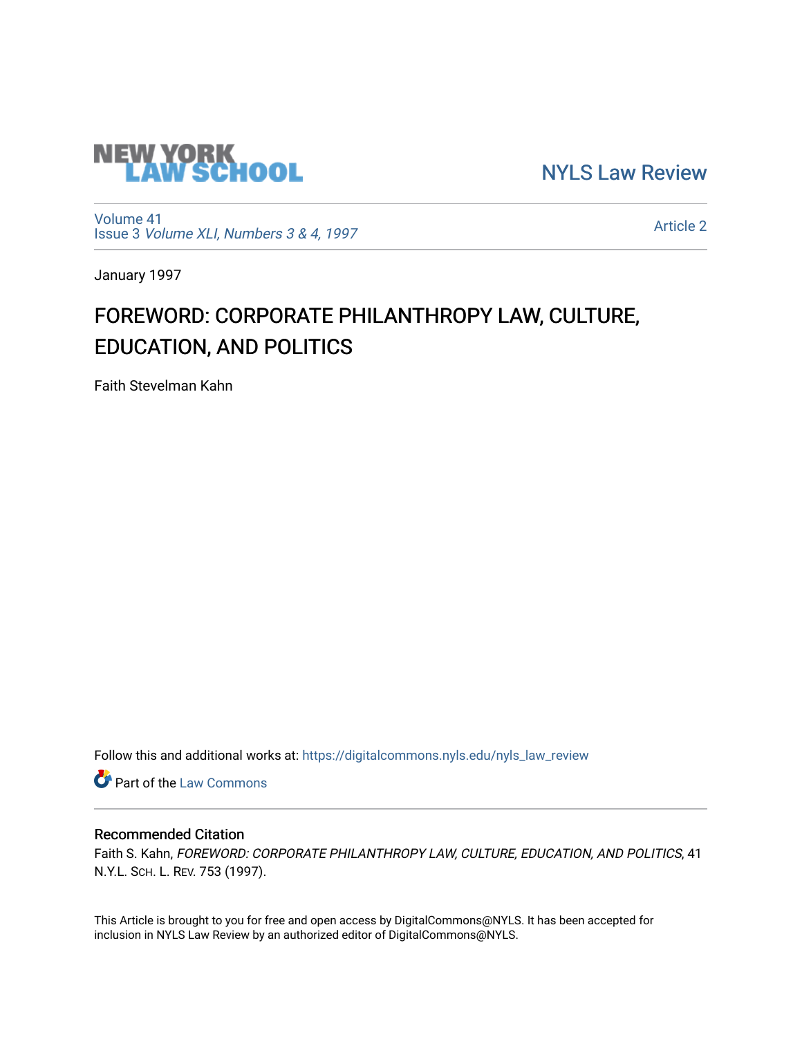NEW YORK LAW SCHOOL

NYLS Law Review

Volume 41
Issue 3 *Volume XLI, Numbers 3 & 4, 1997*

Article 2

January 1997

# FOREWORD: CORPORATE PHILANTHROPY LAW, CULTURE, EDUCATION, AND POLITICS

Faith Stevelman Kahn

Follow this and additional works at: https://digitalcommons.nyls.edu/nyls_law_review

Part of the Law Commons

## Recommended Citation

Faith S. Kahn, *FOREWORD: CORPORATE PHILANTHROPY LAW, CULTURE, EDUCATION, AND POLITICS*, 41 N.Y.L. SCH. L. REV. 753 (1997).

This Article is brought to you for free and open access by DigitalCommons@NYLS. It has been accepted for inclusion in NYLS Law Review by an authorized editor of DigitalCommons@NYLS.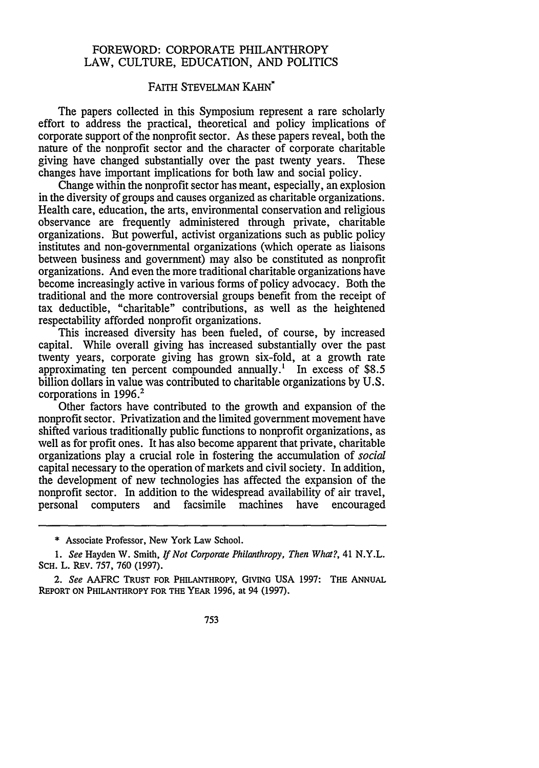# FOREWORD: CORPORATE PHILANTHROPY LAW, CULTURE, EDUCATION, AND POLITICS

FAITH STEVELMAN KAHN*

The papers collected in this Symposium represent a rare scholarly effort to address the practical, theoretical and policy implications of corporate support of the nonprofit sector. As these papers reveal, both the nature of the nonprofit sector and the character of corporate charitable giving have changed substantially over the past twenty years. These changes have important implications for both law and social policy.

Change within the nonprofit sector has meant, especially, an explosion in the diversity of groups and causes organized as charitable organizations. Health care, education, the arts, environmental conservation and religious observance are frequently administered through private, charitable organizations. But powerful, activist organizations such as public policy institutes and non-governmental organizations (which operate as liaisons between business and government) may also be constituted as nonprofit organizations. And even the more traditional charitable organizations have become increasingly active in various forms of policy advocacy. Both the traditional and the more controversial groups benefit from the receipt of tax deductible, "charitable" contributions, as well as the heightened respectability afforded nonprofit organizations.

This increased diversity has been fueled, of course, by increased capital. While overall giving has increased substantially over the past twenty years, corporate giving has grown six-fold, at a growth rate approximating ten percent compounded annually.[1] In excess of $8.5 billion dollars in value was contributed to charitable organizations by U.S. corporations in 1996.[2]

Other factors have contributed to the growth and expansion of the nonprofit sector. Privatization and the limited government movement have shifted various traditionally public functions to nonprofit organizations, as well as for profit ones. It has also become apparent that private, charitable organizations play a crucial role in fostering the accumulation of *social* capital necessary to the operation of markets and civil society. In addition, the development of new technologies has affected the expansion of the nonprofit sector. In addition to the widespread availability of air travel, personal computers and facsimile machines have encouraged

---

\* Associate Professor, New York Law School.

1. *See* Hayden W. Smith, *If Not Corporate Philanthropy, Then What?*, 41 N.Y.L. SCH. L. REV. 757, 760 (1997).

2. *See* AAFRC TRUST FOR PHILANTHROPY, GIVING USA 1997: THE ANNUAL REPORT ON PHILANTHROPY FOR THE YEAR 1996, at 94 (1997).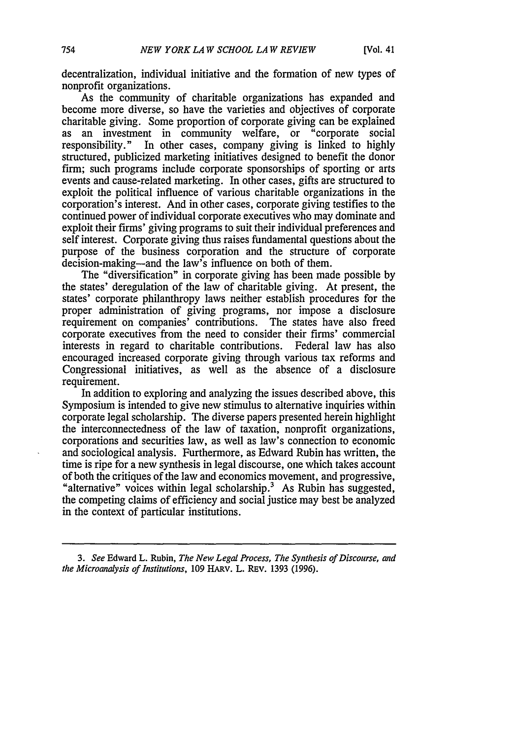decentralization, individual initiative and the formation of new types of nonprofit organizations.

As the community of charitable organizations has expanded and become more diverse, so have the varieties and objectives of corporate charitable giving. Some proportion of corporate giving can be explained as an investment in community welfare, or "corporate social responsibility." In other cases, company giving is linked to highly structured, publicized marketing initiatives designed to benefit the donor firm; such programs include corporate sponsorships of sporting or arts events and cause-related marketing. In other cases, gifts are structured to exploit the political influence of various charitable organizations in the corporation's interest. And in other cases, corporate giving testifies to the continued power of individual corporate executives who may dominate and exploit their firms' giving programs to suit their individual preferences and self interest. Corporate giving thus raises fundamental questions about the purpose of the business corporation and the structure of corporate decision-making—and the law's influence on both of them.

The "diversification" in corporate giving has been made possible by the states' deregulation of the law of charitable giving. At present, the states' corporate philanthropy laws neither establish procedures for the proper administration of giving programs, nor impose a disclosure requirement on companies' contributions. The states have also freed corporate executives from the need to consider their firms' commercial interests in regard to charitable contributions. Federal law has also encouraged increased corporate giving through various tax reforms and Congressional initiatives, as well as the absence of a disclosure requirement.

In addition to exploring and analyzing the issues described above, this Symposium is intended to give new stimulus to alternative inquiries within corporate legal scholarship. The diverse papers presented herein highlight the interconnectedness of the law of taxation, nonprofit organizations, corporations and securities law, as well as law's connection to economic and sociological analysis. Furthermore, as Edward Rubin has written, the time is ripe for a new synthesis in legal discourse, one which takes account of both the critiques of the law and economics movement, and progressive, "alternative" voices within legal scholarship.[3] As Rubin has suggested, the competing claims of efficiency and social justice may best be analyzed in the context of particular institutions.

---

3. *See* Edward L. Rubin, *The New Legal Process, The Synthesis of Discourse, and the Microanalysis of Institutions*, 109 HARV. L. REV. 1393 (1996).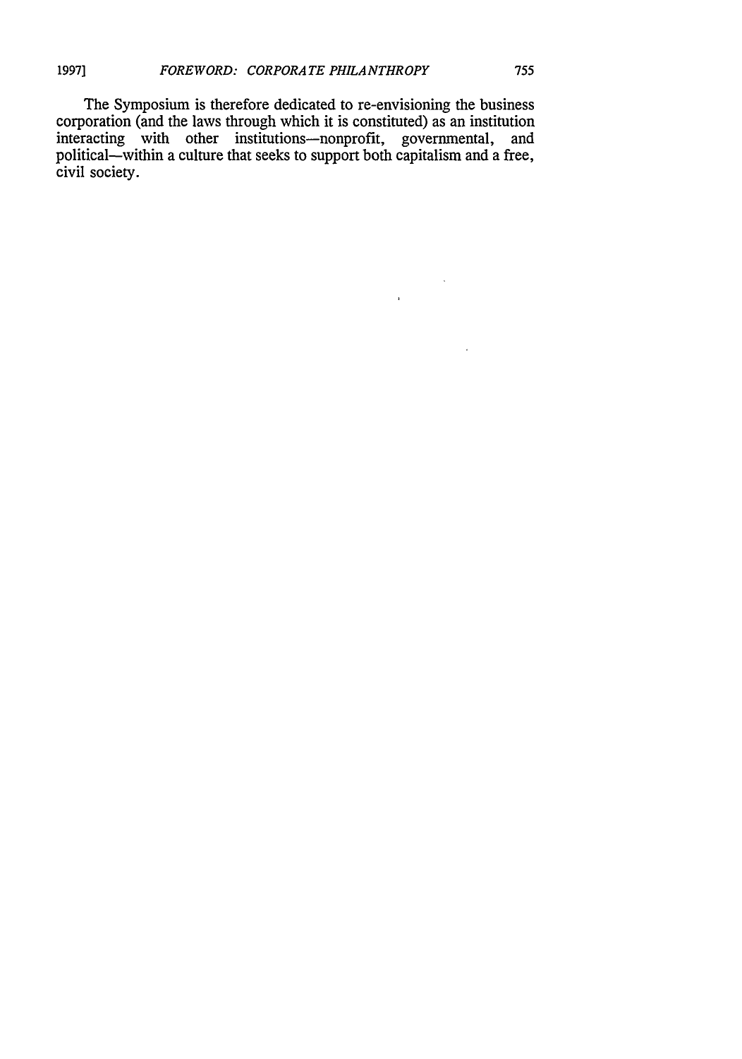The Symposium is therefore dedicated to re-envisioning the business corporation (and the laws through which it is constituted) as an institution interacting with other institutions—nonprofit, governmental, and political—within a culture that seeks to support both capitalism and a free, civil society.